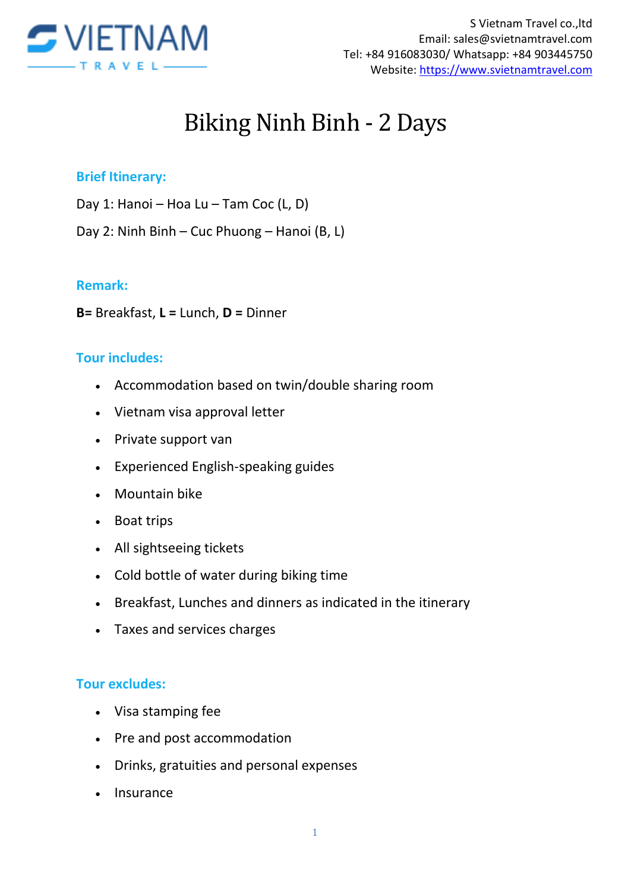S Vietnam Travel co.,ltd
Email: sales@svietnamtravel.com
Tel: +84 916083030/ Whatsapp: +84 903445750
Website: https://www.svietnamtravel.com

# Biking Ninh Binh - 2 Days

## Brief Itinerary:

Day 1: Hanoi – Hoa Lu – Tam Coc (L, D)

Day 2: Ninh Binh – Cuc Phuong – Hanoi (B, L)

## Remark:

**B=** Breakfast, **L =** Lunch, **D =** Dinner

## Tour includes:

- Accommodation based on twin/double sharing room
- Vietnam visa approval letter
- Private support van
- Experienced English-speaking guides
- Mountain bike
- Boat trips
- All sightseeing tickets
- Cold bottle of water during biking time
- Breakfast, Lunches and dinners as indicated in the itinerary
- Taxes and services charges

## Tour excludes:

- Visa stamping fee
- Pre and post accommodation
- Drinks, gratuities and personal expenses
- Insurance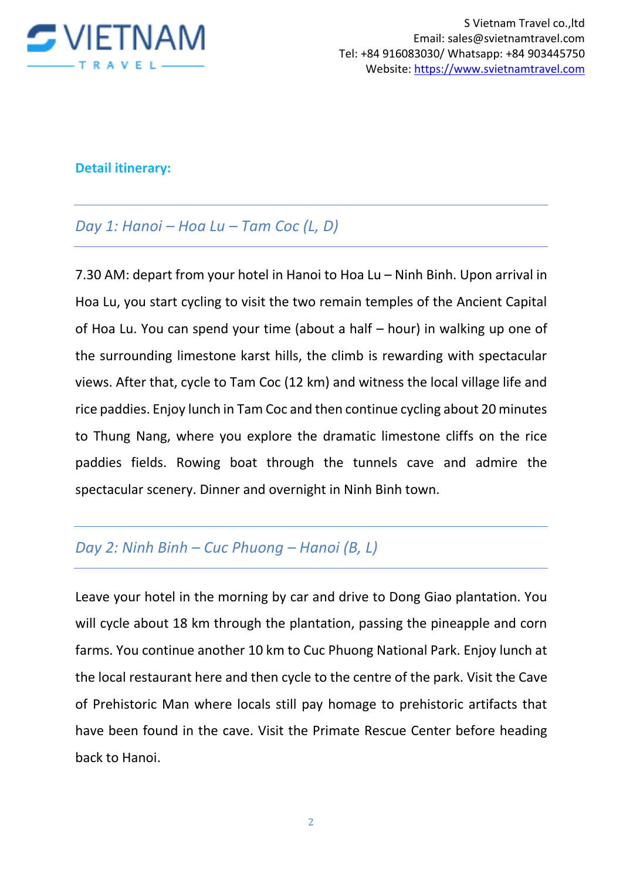**Detail itinerary:**

## *Day 1: Hanoi – Hoa Lu – Tam Coc (L, D)*

7.30 AM: depart from your hotel in Hanoi to Hoa Lu – Ninh Binh. Upon arrival in Hoa Lu, you start cycling to visit the two remain temples of the Ancient Capital of Hoa Lu. You can spend your time (about a half – hour) in walking up one of the surrounding limestone karst hills, the climb is rewarding with spectacular views. After that, cycle to Tam Coc (12 km) and witness the local village life and rice paddies. Enjoy lunch in Tam Coc and then continue cycling about 20 minutes to Thung Nang, where you explore the dramatic limestone cliffs on the rice paddies fields. Rowing boat through the tunnels cave and admire the spectacular scenery. Dinner and overnight in Ninh Binh town.

## *Day 2: Ninh Binh – Cuc Phuong – Hanoi (B, L)*

Leave your hotel in the morning by car and drive to Dong Giao plantation. You will cycle about 18 km through the plantation, passing the pineapple and corn farms. You continue another 10 km to Cuc Phuong National Park. Enjoy lunch at the local restaurant here and then cycle to the centre of the park. Visit the Cave of Prehistoric Man where locals still pay homage to prehistoric artifacts that have been found in the cave. Visit the Primate Rescue Center before heading back to Hanoi.